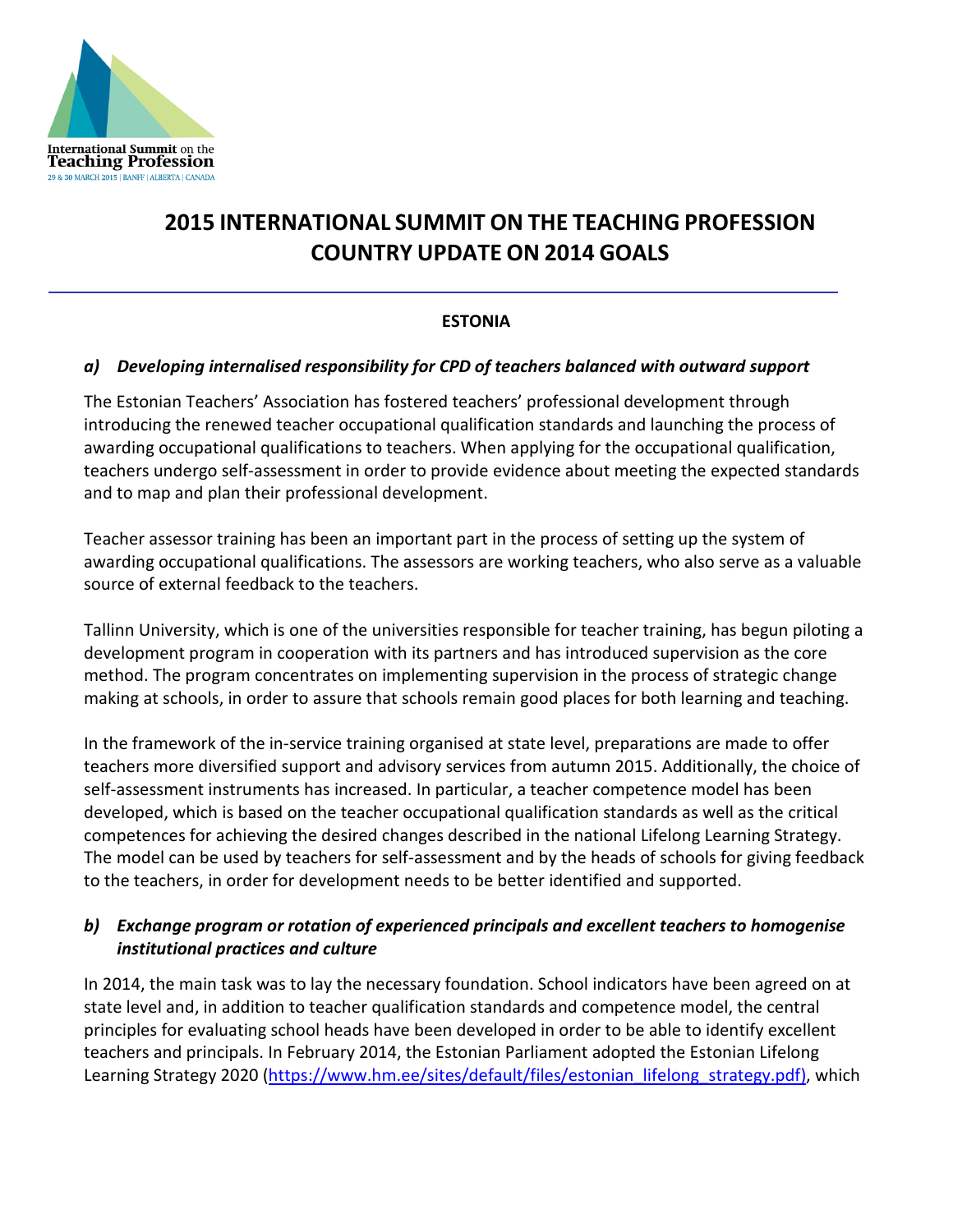International Summit on the Teaching Profession
29 & 30 MARCH 2015 | BANFF | ALBERTA | CANADA

# 2015 INTERNATIONAL SUMMIT ON THE TEACHING PROFESSION COUNTRY UPDATE ON 2014 GOALS

## ESTONIA

### *a) Developing internalised responsibility for CPD of teachers balanced with outward support*

The Estonian Teachers' Association has fostered teachers' professional development through introducing the renewed teacher occupational qualification standards and launching the process of awarding occupational qualifications to teachers. When applying for the occupational qualification, teachers undergo self-assessment in order to provide evidence about meeting the expected standards and to map and plan their professional development.

Teacher assessor training has been an important part in the process of setting up the system of awarding occupational qualifications. The assessors are working teachers, who also serve as a valuable source of external feedback to the teachers.

Tallinn University, which is one of the universities responsible for teacher training, has begun piloting a development program in cooperation with its partners and has introduced supervision as the core method. The program concentrates on implementing supervision in the process of strategic change making at schools, in order to assure that schools remain good places for both learning and teaching.

In the framework of the in-service training organised at state level, preparations are made to offer teachers more diversified support and advisory services from autumn 2015. Additionally, the choice of self-assessment instruments has increased. In particular, a teacher competence model has been developed, which is based on the teacher occupational qualification standards as well as the critical competences for achieving the desired changes described in the national Lifelong Learning Strategy. The model can be used by teachers for self-assessment and by the heads of schools for giving feedback to the teachers, in order for development needs to be better identified and supported.

### *b) Exchange program or rotation of experienced principals and excellent teachers to homogenise institutional practices and culture*

In 2014, the main task was to lay the necessary foundation. School indicators have been agreed on at state level and, in addition to teacher qualification standards and competence model, the central principles for evaluating school heads have been developed in order to be able to identify excellent teachers and principals. In February 2014, the Estonian Parliament adopted the Estonian Lifelong Learning Strategy 2020 (https://www.hm.ee/sites/default/files/estonian_lifelong_strategy.pdf), which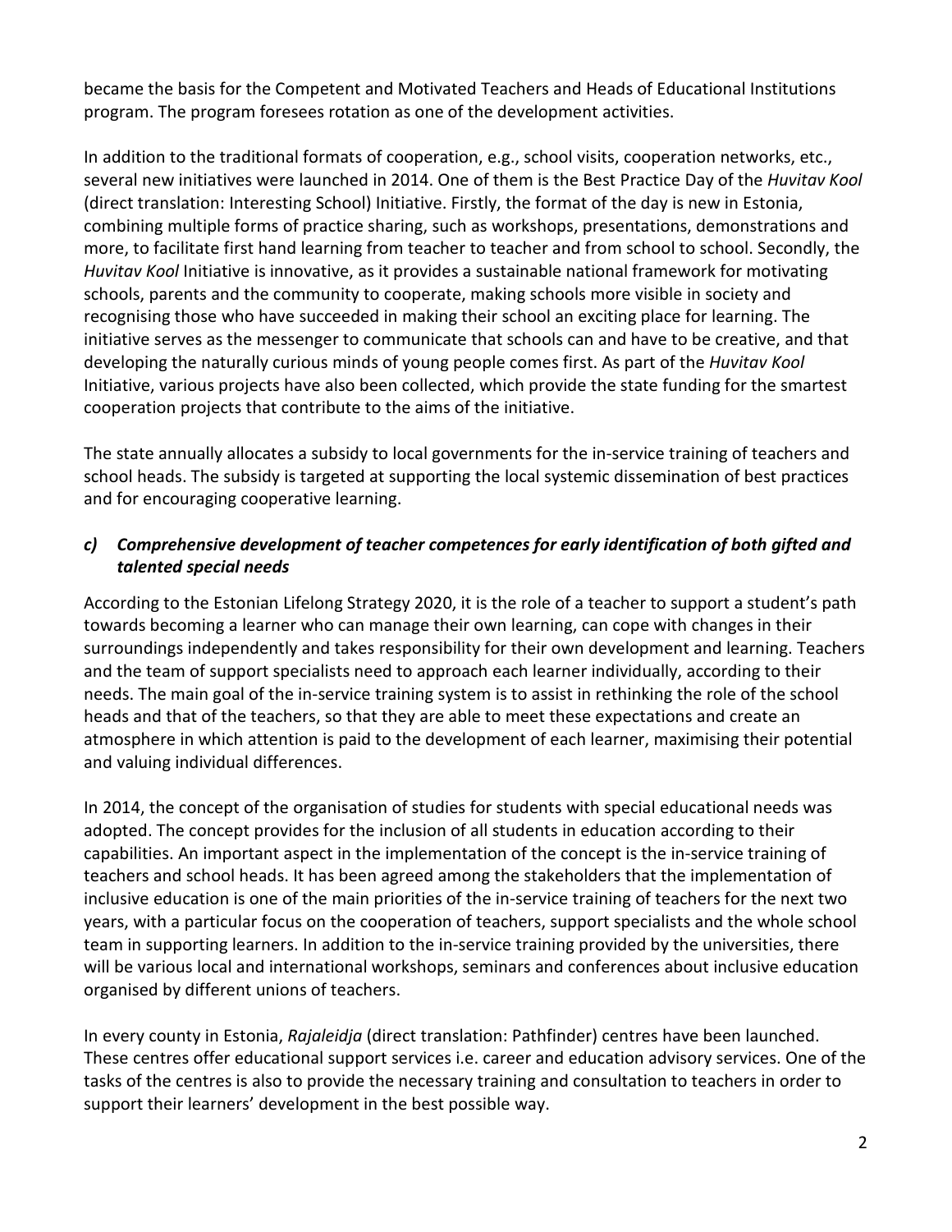became the basis for the Competent and Motivated Teachers and Heads of Educational Institutions program. The program foresees rotation as one of the development activities.

In addition to the traditional formats of cooperation, e.g., school visits, cooperation networks, etc., several new initiatives were launched in 2014. One of them is the Best Practice Day of the *Huvitav Kool* (direct translation: Interesting School) Initiative. Firstly, the format of the day is new in Estonia, combining multiple forms of practice sharing, such as workshops, presentations, demonstrations and more, to facilitate first hand learning from teacher to teacher and from school to school. Secondly, the *Huvitav Kool* Initiative is innovative, as it provides a sustainable national framework for motivating schools, parents and the community to cooperate, making schools more visible in society and recognising those who have succeeded in making their school an exciting place for learning. The initiative serves as the messenger to communicate that schools can and have to be creative, and that developing the naturally curious minds of young people comes first. As part of the *Huvitav Kool* Initiative, various projects have also been collected, which provide the state funding for the smartest cooperation projects that contribute to the aims of the initiative.

The state annually allocates a subsidy to local governments for the in-service training of teachers and school heads. The subsidy is targeted at supporting the local systemic dissemination of best practices and for encouraging cooperative learning.

### *c) Comprehensive development of teacher competences for early identification of both gifted and talented special needs*

According to the Estonian Lifelong Strategy 2020, it is the role of a teacher to support a student's path towards becoming a learner who can manage their own learning, can cope with changes in their surroundings independently and takes responsibility for their own development and learning. Teachers and the team of support specialists need to approach each learner individually, according to their needs. The main goal of the in-service training system is to assist in rethinking the role of the school heads and that of the teachers, so that they are able to meet these expectations and create an atmosphere in which attention is paid to the development of each learner, maximising their potential and valuing individual differences.

In 2014, the concept of the organisation of studies for students with special educational needs was adopted. The concept provides for the inclusion of all students in education according to their capabilities. An important aspect in the implementation of the concept is the in-service training of teachers and school heads. It has been agreed among the stakeholders that the implementation of inclusive education is one of the main priorities of the in-service training of teachers for the next two years, with a particular focus on the cooperation of teachers, support specialists and the whole school team in supporting learners. In addition to the in-service training provided by the universities, there will be various local and international workshops, seminars and conferences about inclusive education organised by different unions of teachers.

In every county in Estonia, *Rajaleidja* (direct translation: Pathfinder) centres have been launched. These centres offer educational support services i.e. career and education advisory services. One of the tasks of the centres is also to provide the necessary training and consultation to teachers in order to support their learners' development in the best possible way.